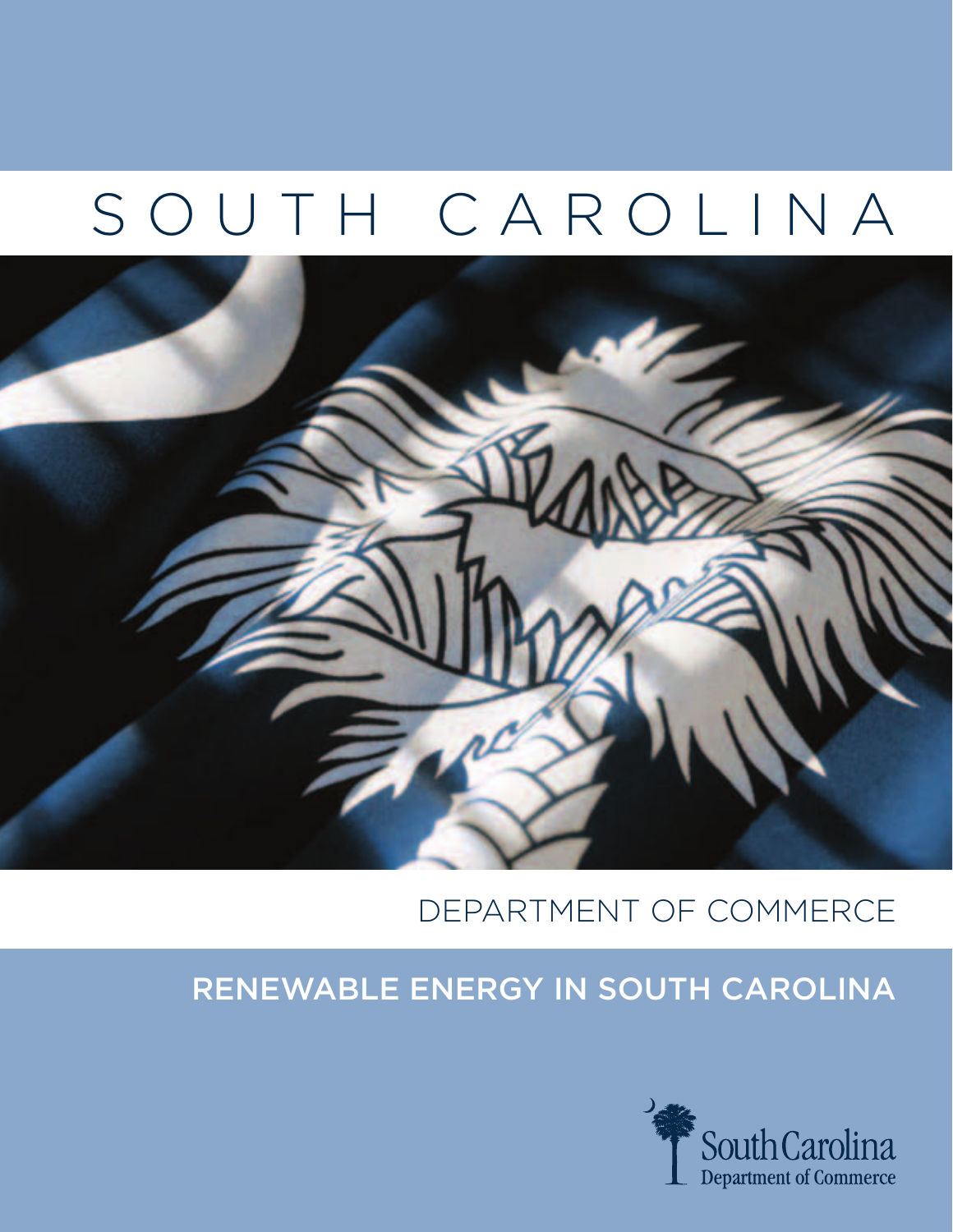# SOUTH CAROLINA

DEPARTMENT OF COMMERCE

## RENEWABLE ENERGY IN SOUTH CAROLINA

South Carolina
Department of Commerce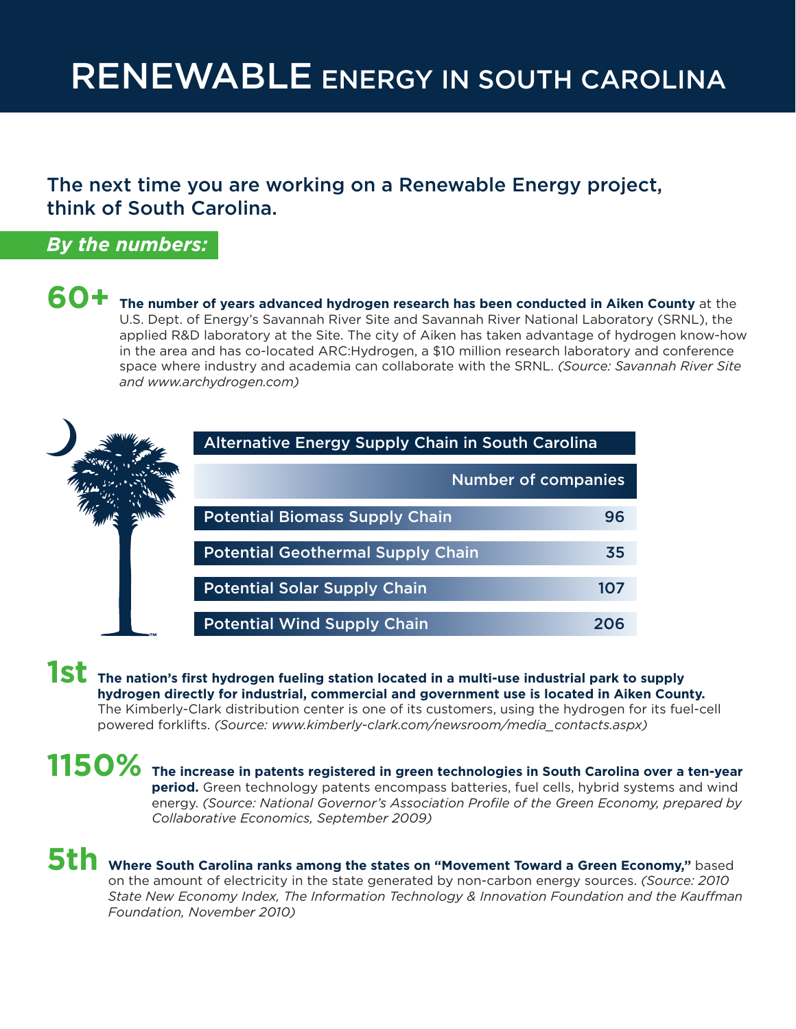# RENEWABLE ENERGY IN SOUTH CAROLINA

## The next time you are working on a Renewable Energy project, think of South Carolina.

***By the numbers:***

**60+** **The number of years advanced hydrogen research has been conducted in Aiken County** at the U.S. Dept. of Energy's Savannah River Site and Savannah River National Laboratory (SRNL), the applied R&D laboratory at the Site. The city of Aiken has taken advantage of hydrogen know-how in the area and has co-located ARC:Hydrogen, a $10 million research laboratory and conference space where industry and academia can collaborate with the SRNL. *(Source: Savannah River Site and www.archydrogen.com)*

**Alternative Energy Supply Chain in South Carolina**

| | Number of companies |
|---|---|
| Potential Biomass Supply Chain | 96 |
| Potential Geothermal Supply Chain | 35 |
| Potential Solar Supply Chain | 107 |
| Potential Wind Supply Chain | 206 |

**1st** **The nation's first hydrogen fueling station located in a multi-use industrial park to supply hydrogen directly for industrial, commercial and government use is located in Aiken County.** The Kimberly-Clark distribution center is one of its customers, using the hydrogen for its fuel-cell powered forklifts. *(Source: www.kimberly-clark.com/newsroom/media_contacts.aspx)*

**1150%** **The increase in patents registered in green technologies in South Carolina over a ten-year period.** Green technology patents encompass batteries, fuel cells, hybrid systems and wind energy. *(Source: National Governor's Association Profile of the Green Economy, prepared by Collaborative Economics, September 2009)*

**5th** **Where South Carolina ranks among the states on "Movement Toward a Green Economy,"** based on the amount of electricity in the state generated by non-carbon energy sources. *(Source: 2010 State New Economy Index, The Information Technology & Innovation Foundation and the Kauffman Foundation, November 2010)*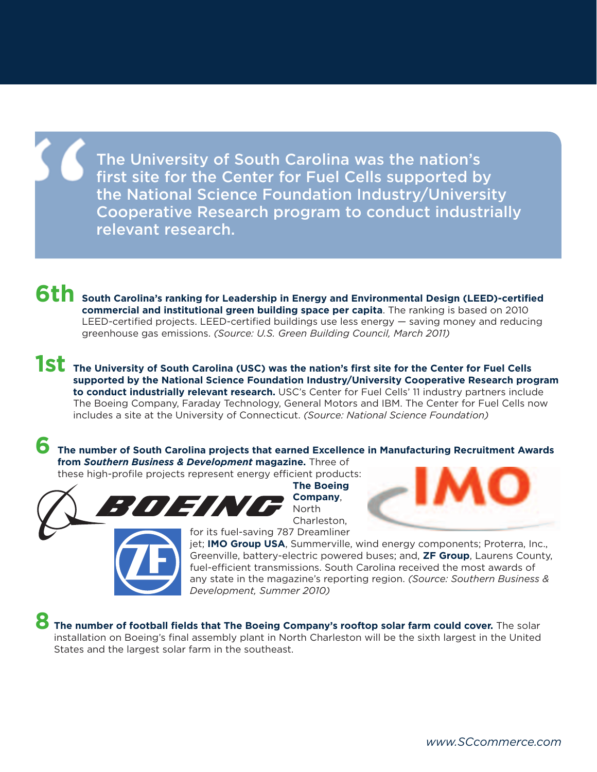> The University of South Carolina was the nation's first site for the Center for Fuel Cells supported by the National Science Foundation Industry/University Cooperative Research program to conduct industrially relevant research.

**6th** **South Carolina's ranking for Leadership in Energy and Environmental Design (LEED)-certified commercial and institutional green building space per capita**. The ranking is based on 2010 LEED-certified projects. LEED-certified buildings use less energy — saving money and reducing greenhouse gas emissions. *(Source: U.S. Green Building Council, March 2011)*

**1st** **The University of South Carolina (USC) was the nation's first site for the Center for Fuel Cells supported by the National Science Foundation Industry/University Cooperative Research program to conduct industrially relevant research.** USC's Center for Fuel Cells' 11 industry partners include The Boeing Company, Faraday Technology, General Motors and IBM. The Center for Fuel Cells now includes a site at the University of Connecticut. *(Source: National Science Foundation)*

**6** **The number of South Carolina projects that earned Excellence in Manufacturing Recruitment Awards from *Southern Business & Development* magazine.** Three of these high-profile projects represent energy efficient products: **The Boeing Company**, North Charleston, for its fuel-saving 787 Dreamliner jet; **IMO Group USA**, Summerville, wind energy components; Proterra, Inc., Greenville, battery-electric powered buses; and, **ZF Group**, Laurens County, fuel-efficient transmissions. South Carolina received the most awards of any state in the magazine's reporting region. *(Source: Southern Business & Development, Summer 2010)*

**8** **The number of football fields that The Boeing Company's rooftop solar farm could cover.** The solar installation on Boeing's final assembly plant in North Charleston will be the sixth largest in the United States and the largest solar farm in the southeast.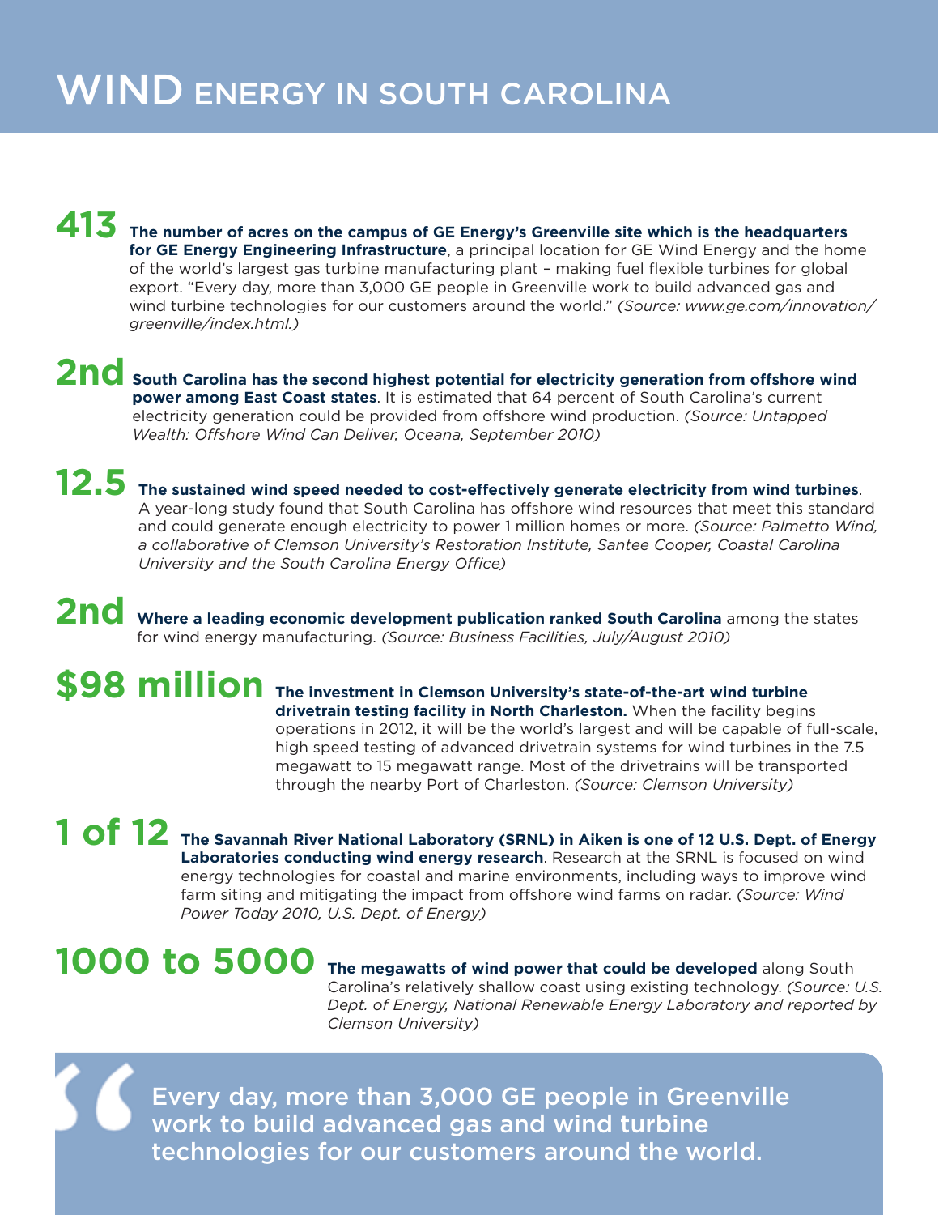# WIND ENERGY IN SOUTH CAROLINA

**413** **The number of acres on the campus of GE Energy's Greenville site which is the headquarters for GE Energy Engineering Infrastructure**, a principal location for GE Wind Energy and the home of the world's largest gas turbine manufacturing plant – making fuel flexible turbines for global export. "Every day, more than 3,000 GE people in Greenville work to build advanced gas and wind turbine technologies for our customers around the world." *(Source: www.ge.com/innovation/greenville/index.html.)*

**2nd** **South Carolina has the second highest potential for electricity generation from offshore wind power among East Coast states**. It is estimated that 64 percent of South Carolina's current electricity generation could be provided from offshore wind production. *(Source: Untapped Wealth: Offshore Wind Can Deliver, Oceana, September 2010)*

**12.5** **The sustained wind speed needed to cost-effectively generate electricity from wind turbines**. A year-long study found that South Carolina has offshore wind resources that meet this standard and could generate enough electricity to power 1 million homes or more. *(Source: Palmetto Wind, a collaborative of Clemson University's Restoration Institute, Santee Cooper, Coastal Carolina University and the South Carolina Energy Office)*

**2nd** **Where a leading economic development publication ranked South Carolina** among the states for wind energy manufacturing. *(Source: Business Facilities, July/August 2010)*

**$98 million** **The investment in Clemson University's state-of-the-art wind turbine drivetrain testing facility in North Charleston.** When the facility begins operations in 2012, it will be the world's largest and will be capable of full-scale, high speed testing of advanced drivetrain systems for wind turbines in the 7.5 megawatt to 15 megawatt range. Most of the drivetrains will be transported through the nearby Port of Charleston. *(Source: Clemson University)*

**1 of 12** **The Savannah River National Laboratory (SRNL) in Aiken is one of 12 U.S. Dept. of Energy Laboratories conducting wind energy research**. Research at the SRNL is focused on wind energy technologies for coastal and marine environments, including ways to improve wind farm siting and mitigating the impact from offshore wind farms on radar. *(Source: Wind Power Today 2010, U.S. Dept. of Energy)*

**1000 to 5000** **The megawatts of wind power that could be developed** along South Carolina's relatively shallow coast using existing technology. *(Source: U.S. Dept. of Energy, National Renewable Energy Laboratory and reported by Clemson University)*

> "Every day, more than 3,000 GE people in Greenville work to build advanced gas and wind turbine technologies for our customers around the world.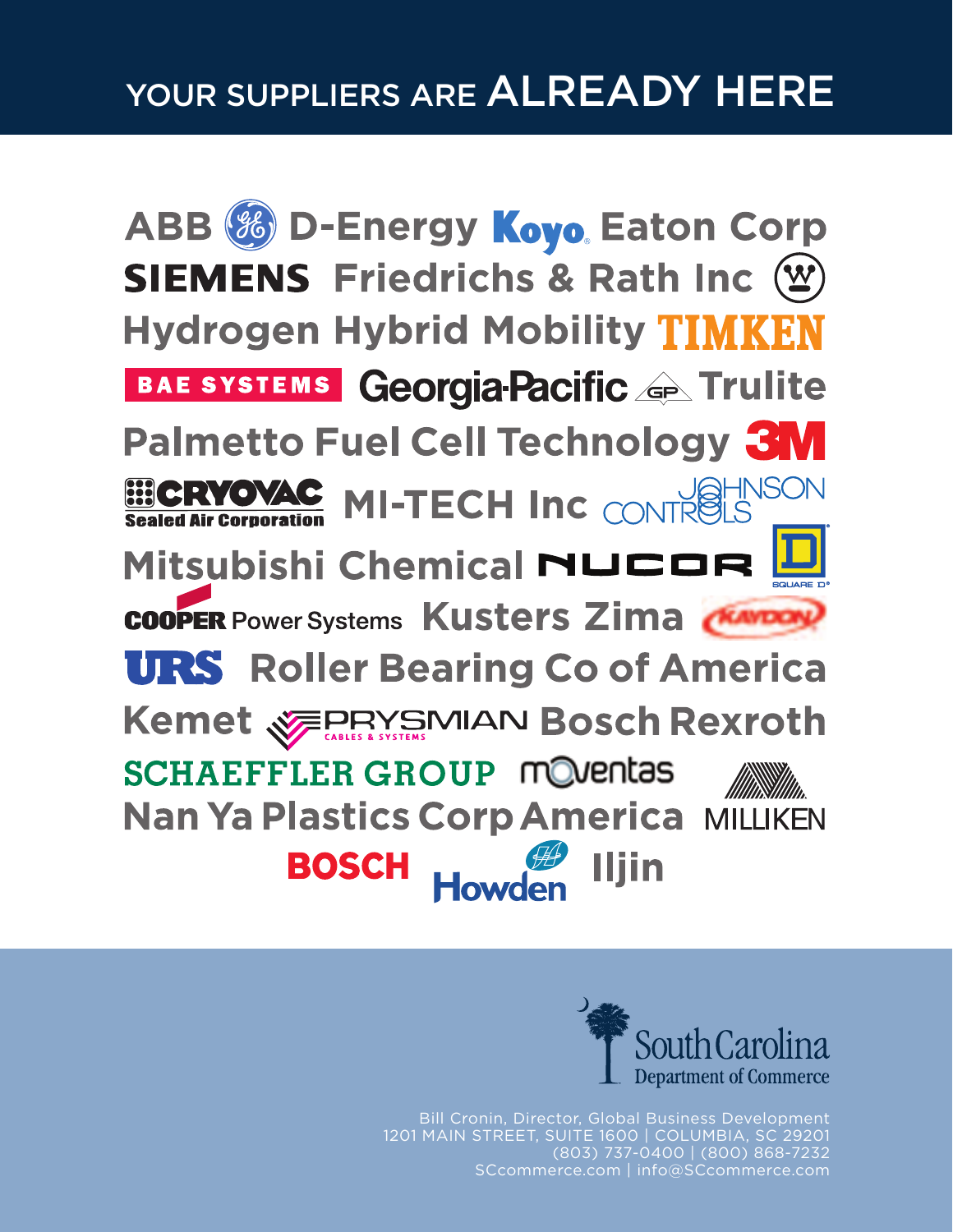# YOUR SUPPLIERS ARE ALREADY HERE

ABB GE D-Energy Koyo Eaton Corp
SIEMENS Friedrichs & Rath Inc Westinghouse
Hydrogen Hybrid Mobility TIMKEN
BAE SYSTEMS Georgia-Pacific Trulite
Palmetto Fuel Cell Technology 3M
CRYOVAC Sealed Air Corporation MI-TECH Inc JOHNSON CONTROLS
Mitsubishi Chemical NUCOR SQUARE D
COOPER Power Systems Kusters Zima KAYDON
URS Roller Bearing Co of America
Kemet PRYSMIAN CABLES & SYSTEMS Bosch Rexroth
SCHAEFFLER GROUP moventas
Nan Ya Plastics Corp America MILLIKEN
BOSCH Howden Iljin

South Carolina
Department of Commerce

Bill Cronin, Director, Global Business Development
1201 MAIN STREET, SUITE 1600 | COLUMBIA, SC 29201
(803) 737-0400 | (800) 868-7232
SCcommerce.com | info@SCcommerce.com